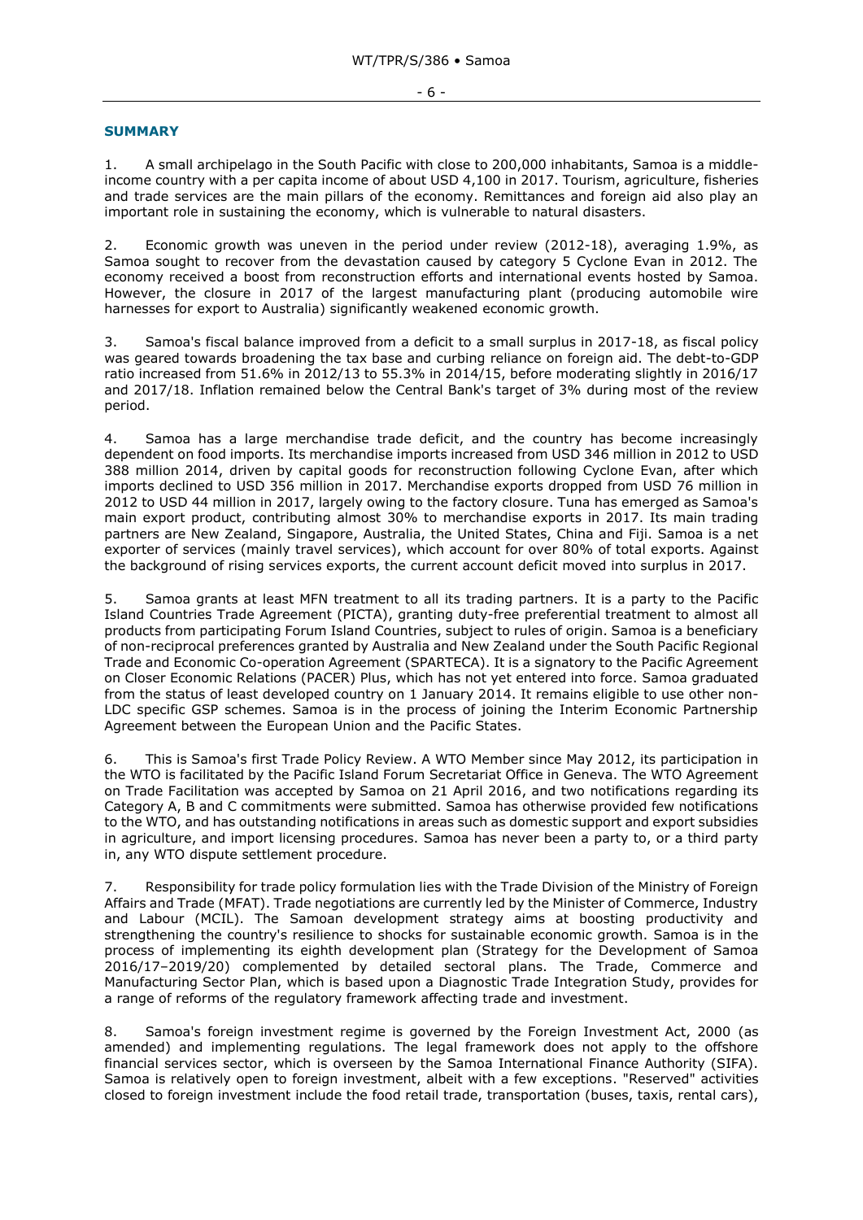## SUMMARY

1. A small archipelago in the South Pacific with close to 200,000 inhabitants, Samoa is a middle-income country with a per capita income of about USD 4,100 in 2017. Tourism, agriculture, fisheries and trade services are the main pillars of the economy. Remittances and foreign aid also play an important role in sustaining the economy, which is vulnerable to natural disasters.

2. Economic growth was uneven in the period under review (2012-18), averaging 1.9%, as Samoa sought to recover from the devastation caused by category 5 Cyclone Evan in 2012. The economy received a boost from reconstruction efforts and international events hosted by Samoa. However, the closure in 2017 of the largest manufacturing plant (producing automobile wire harnesses for export to Australia) significantly weakened economic growth.

3. Samoa's fiscal balance improved from a deficit to a small surplus in 2017-18, as fiscal policy was geared towards broadening the tax base and curbing reliance on foreign aid. The debt-to-GDP ratio increased from 51.6% in 2012/13 to 55.3% in 2014/15, before moderating slightly in 2016/17 and 2017/18. Inflation remained below the Central Bank's target of 3% during most of the review period.

4. Samoa has a large merchandise trade deficit, and the country has become increasingly dependent on food imports. Its merchandise imports increased from USD 346 million in 2012 to USD 388 million 2014, driven by capital goods for reconstruction following Cyclone Evan, after which imports declined to USD 356 million in 2017. Merchandise exports dropped from USD 76 million in 2012 to USD 44 million in 2017, largely owing to the factory closure. Tuna has emerged as Samoa's main export product, contributing almost 30% to merchandise exports in 2017. Its main trading partners are New Zealand, Singapore, Australia, the United States, China and Fiji. Samoa is a net exporter of services (mainly travel services), which account for over 80% of total exports. Against the background of rising services exports, the current account deficit moved into surplus in 2017.

5. Samoa grants at least MFN treatment to all its trading partners. It is a party to the Pacific Island Countries Trade Agreement (PICTA), granting duty-free preferential treatment to almost all products from participating Forum Island Countries, subject to rules of origin. Samoa is a beneficiary of non-reciprocal preferences granted by Australia and New Zealand under the South Pacific Regional Trade and Economic Co-operation Agreement (SPARTECA). It is a signatory to the Pacific Agreement on Closer Economic Relations (PACER) Plus, which has not yet entered into force. Samoa graduated from the status of least developed country on 1 January 2014. It remains eligible to use other non-LDC specific GSP schemes. Samoa is in the process of joining the Interim Economic Partnership Agreement between the European Union and the Pacific States.

6. This is Samoa's first Trade Policy Review. A WTO Member since May 2012, its participation in the WTO is facilitated by the Pacific Island Forum Secretariat Office in Geneva. The WTO Agreement on Trade Facilitation was accepted by Samoa on 21 April 2016, and two notifications regarding its Category A, B and C commitments were submitted. Samoa has otherwise provided few notifications to the WTO, and has outstanding notifications in areas such as domestic support and export subsidies in agriculture, and import licensing procedures. Samoa has never been a party to, or a third party in, any WTO dispute settlement procedure.

7. Responsibility for trade policy formulation lies with the Trade Division of the Ministry of Foreign Affairs and Trade (MFAT). Trade negotiations are currently led by the Minister of Commerce, Industry and Labour (MCIL). The Samoan development strategy aims at boosting productivity and strengthening the country's resilience to shocks for sustainable economic growth. Samoa is in the process of implementing its eighth development plan (Strategy for the Development of Samoa 2016/17–2019/20) complemented by detailed sectoral plans. The Trade, Commerce and Manufacturing Sector Plan, which is based upon a Diagnostic Trade Integration Study, provides for a range of reforms of the regulatory framework affecting trade and investment.

8. Samoa's foreign investment regime is governed by the Foreign Investment Act, 2000 (as amended) and implementing regulations. The legal framework does not apply to the offshore financial services sector, which is overseen by the Samoa International Finance Authority (SIFA). Samoa is relatively open to foreign investment, albeit with a few exceptions. "Reserved" activities closed to foreign investment include the food retail trade, transportation (buses, taxis, rental cars),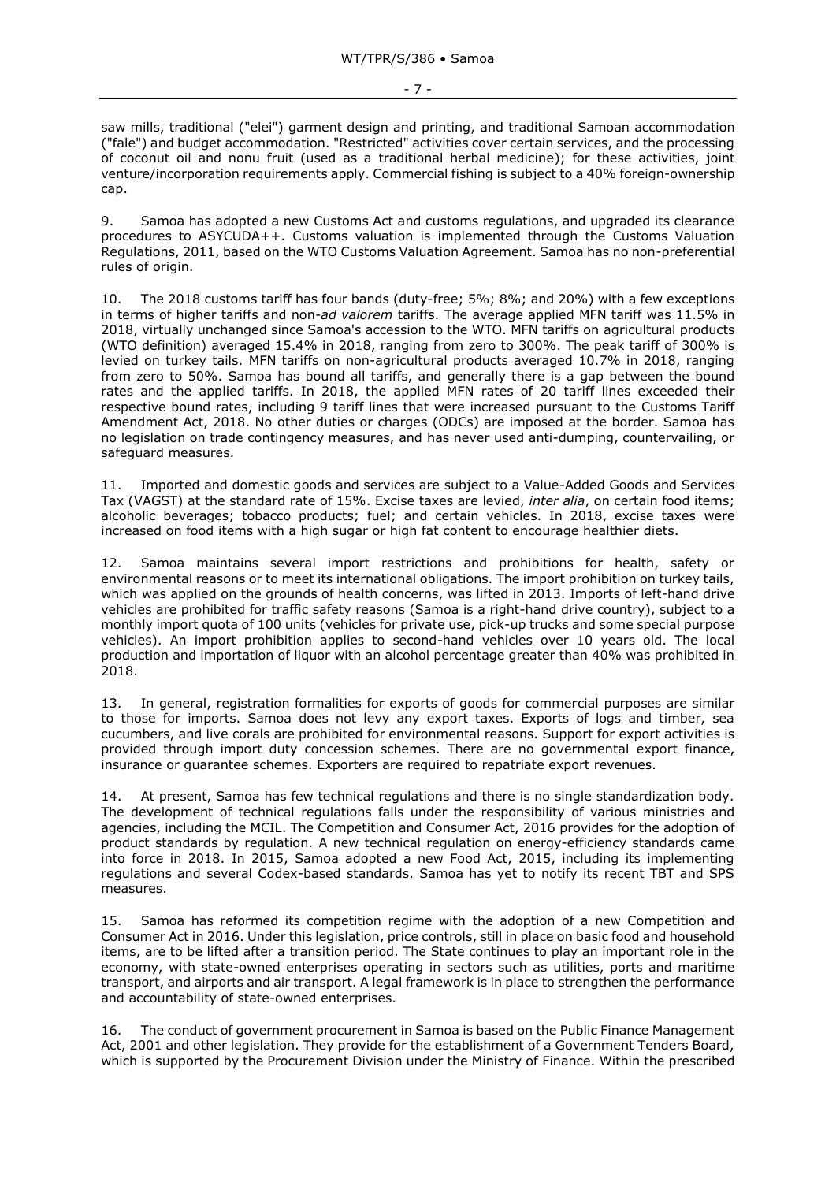saw mills, traditional ("elei") garment design and printing, and traditional Samoan accommodation ("fale") and budget accommodation. "Restricted" activities cover certain services, and the processing of coconut oil and nonu fruit (used as a traditional herbal medicine); for these activities, joint venture/incorporation requirements apply. Commercial fishing is subject to a 40% foreign-ownership cap.

9. Samoa has adopted a new Customs Act and customs regulations, and upgraded its clearance procedures to ASYCUDA++. Customs valuation is implemented through the Customs Valuation Regulations, 2011, based on the WTO Customs Valuation Agreement. Samoa has no non-preferential rules of origin.

10. The 2018 customs tariff has four bands (duty-free; 5%; 8%; and 20%) with a few exceptions in terms of higher tariffs and non-*ad valorem* tariffs. The average applied MFN tariff was 11.5% in 2018, virtually unchanged since Samoa's accession to the WTO. MFN tariffs on agricultural products (WTO definition) averaged 15.4% in 2018, ranging from zero to 300%. The peak tariff of 300% is levied on turkey tails. MFN tariffs on non-agricultural products averaged 10.7% in 2018, ranging from zero to 50%. Samoa has bound all tariffs, and generally there is a gap between the bound rates and the applied tariffs. In 2018, the applied MFN rates of 20 tariff lines exceeded their respective bound rates, including 9 tariff lines that were increased pursuant to the Customs Tariff Amendment Act, 2018. No other duties or charges (ODCs) are imposed at the border. Samoa has no legislation on trade contingency measures, and has never used anti-dumping, countervailing, or safeguard measures.

11. Imported and domestic goods and services are subject to a Value-Added Goods and Services Tax (VAGST) at the standard rate of 15%. Excise taxes are levied, *inter alia*, on certain food items; alcoholic beverages; tobacco products; fuel; and certain vehicles. In 2018, excise taxes were increased on food items with a high sugar or high fat content to encourage healthier diets.

12. Samoa maintains several import restrictions and prohibitions for health, safety or environmental reasons or to meet its international obligations. The import prohibition on turkey tails, which was applied on the grounds of health concerns, was lifted in 2013. Imports of left-hand drive vehicles are prohibited for traffic safety reasons (Samoa is a right-hand drive country), subject to a monthly import quota of 100 units (vehicles for private use, pick-up trucks and some special purpose vehicles). An import prohibition applies to second-hand vehicles over 10 years old. The local production and importation of liquor with an alcohol percentage greater than 40% was prohibited in 2018.

13. In general, registration formalities for exports of goods for commercial purposes are similar to those for imports. Samoa does not levy any export taxes. Exports of logs and timber, sea cucumbers, and live corals are prohibited for environmental reasons. Support for export activities is provided through import duty concession schemes. There are no governmental export finance, insurance or guarantee schemes. Exporters are required to repatriate export revenues.

14. At present, Samoa has few technical regulations and there is no single standardization body. The development of technical regulations falls under the responsibility of various ministries and agencies, including the MCIL. The Competition and Consumer Act, 2016 provides for the adoption of product standards by regulation. A new technical regulation on energy-efficiency standards came into force in 2018. In 2015, Samoa adopted a new Food Act, 2015, including its implementing regulations and several Codex-based standards. Samoa has yet to notify its recent TBT and SPS measures.

15. Samoa has reformed its competition regime with the adoption of a new Competition and Consumer Act in 2016. Under this legislation, price controls, still in place on basic food and household items, are to be lifted after a transition period. The State continues to play an important role in the economy, with state-owned enterprises operating in sectors such as utilities, ports and maritime transport, and airports and air transport. A legal framework is in place to strengthen the performance and accountability of state-owned enterprises.

16. The conduct of government procurement in Samoa is based on the Public Finance Management Act, 2001 and other legislation. They provide for the establishment of a Government Tenders Board, which is supported by the Procurement Division under the Ministry of Finance. Within the prescribed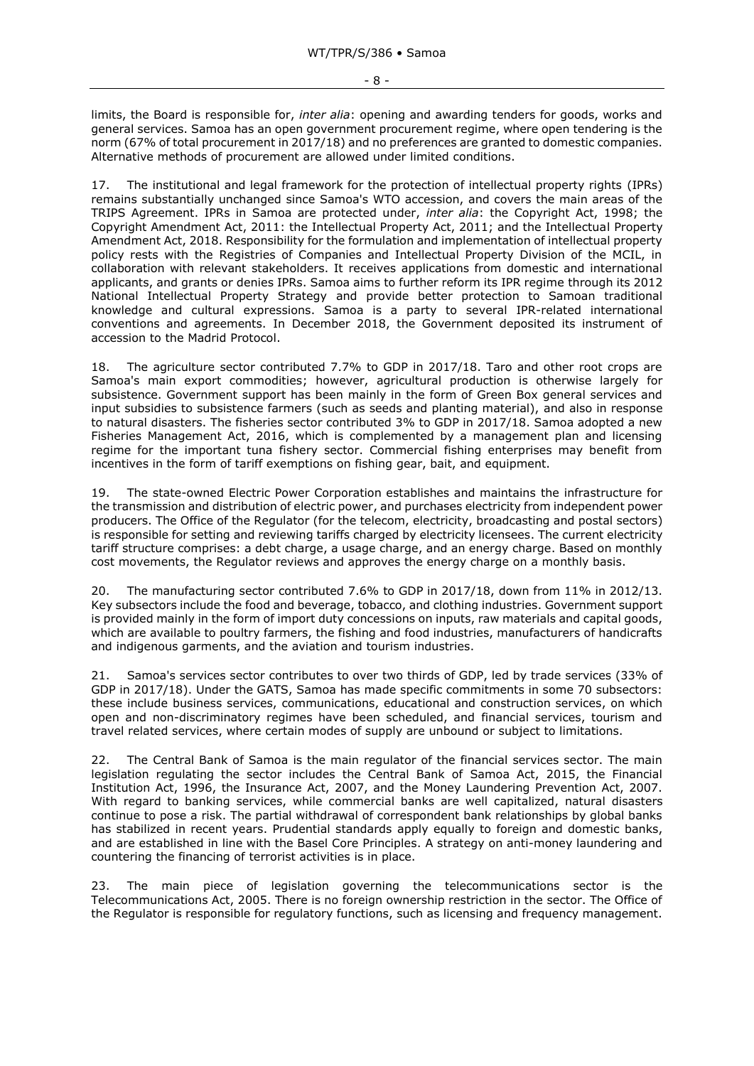limits, the Board is responsible for, *inter alia*: opening and awarding tenders for goods, works and general services. Samoa has an open government procurement regime, where open tendering is the norm (67% of total procurement in 2017/18) and no preferences are granted to domestic companies. Alternative methods of procurement are allowed under limited conditions.

17. The institutional and legal framework for the protection of intellectual property rights (IPRs) remains substantially unchanged since Samoa's WTO accession, and covers the main areas of the TRIPS Agreement. IPRs in Samoa are protected under, *inter alia*: the Copyright Act, 1998; the Copyright Amendment Act, 2011: the Intellectual Property Act, 2011; and the Intellectual Property Amendment Act, 2018. Responsibility for the formulation and implementation of intellectual property policy rests with the Registries of Companies and Intellectual Property Division of the MCIL, in collaboration with relevant stakeholders. It receives applications from domestic and international applicants, and grants or denies IPRs. Samoa aims to further reform its IPR regime through its 2012 National Intellectual Property Strategy and provide better protection to Samoan traditional knowledge and cultural expressions. Samoa is a party to several IPR-related international conventions and agreements. In December 2018, the Government deposited its instrument of accession to the Madrid Protocol.

18. The agriculture sector contributed 7.7% to GDP in 2017/18. Taro and other root crops are Samoa's main export commodities; however, agricultural production is otherwise largely for subsistence. Government support has been mainly in the form of Green Box general services and input subsidies to subsistence farmers (such as seeds and planting material), and also in response to natural disasters. The fisheries sector contributed 3% to GDP in 2017/18. Samoa adopted a new Fisheries Management Act, 2016, which is complemented by a management plan and licensing regime for the important tuna fishery sector. Commercial fishing enterprises may benefit from incentives in the form of tariff exemptions on fishing gear, bait, and equipment.

19. The state-owned Electric Power Corporation establishes and maintains the infrastructure for the transmission and distribution of electric power, and purchases electricity from independent power producers. The Office of the Regulator (for the telecom, electricity, broadcasting and postal sectors) is responsible for setting and reviewing tariffs charged by electricity licensees. The current electricity tariff structure comprises: a debt charge, a usage charge, and an energy charge. Based on monthly cost movements, the Regulator reviews and approves the energy charge on a monthly basis.

20. The manufacturing sector contributed 7.6% to GDP in 2017/18, down from 11% in 2012/13. Key subsectors include the food and beverage, tobacco, and clothing industries. Government support is provided mainly in the form of import duty concessions on inputs, raw materials and capital goods, which are available to poultry farmers, the fishing and food industries, manufacturers of handicrafts and indigenous garments, and the aviation and tourism industries.

21. Samoa's services sector contributes to over two thirds of GDP, led by trade services (33% of GDP in 2017/18). Under the GATS, Samoa has made specific commitments in some 70 subsectors: these include business services, communications, educational and construction services, on which open and non-discriminatory regimes have been scheduled, and financial services, tourism and travel related services, where certain modes of supply are unbound or subject to limitations.

22. The Central Bank of Samoa is the main regulator of the financial services sector. The main legislation regulating the sector includes the Central Bank of Samoa Act, 2015, the Financial Institution Act, 1996, the Insurance Act, 2007, and the Money Laundering Prevention Act, 2007. With regard to banking services, while commercial banks are well capitalized, natural disasters continue to pose a risk. The partial withdrawal of correspondent bank relationships by global banks has stabilized in recent years. Prudential standards apply equally to foreign and domestic banks, and are established in line with the Basel Core Principles. A strategy on anti-money laundering and countering the financing of terrorist activities is in place.

23. The main piece of legislation governing the telecommunications sector is the Telecommunications Act, 2005. There is no foreign ownership restriction in the sector. The Office of the Regulator is responsible for regulatory functions, such as licensing and frequency management.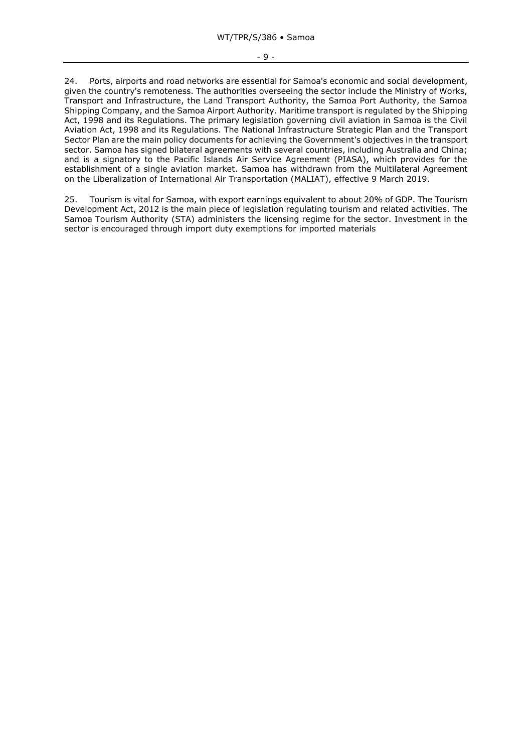24. Ports, airports and road networks are essential for Samoa's economic and social development, given the country's remoteness. The authorities overseeing the sector include the Ministry of Works, Transport and Infrastructure, the Land Transport Authority, the Samoa Port Authority, the Samoa Shipping Company, and the Samoa Airport Authority. Maritime transport is regulated by the Shipping Act, 1998 and its Regulations. The primary legislation governing civil aviation in Samoa is the Civil Aviation Act, 1998 and its Regulations. The National Infrastructure Strategic Plan and the Transport Sector Plan are the main policy documents for achieving the Government's objectives in the transport sector. Samoa has signed bilateral agreements with several countries, including Australia and China; and is a signatory to the Pacific Islands Air Service Agreement (PIASA), which provides for the establishment of a single aviation market. Samoa has withdrawn from the Multilateral Agreement on the Liberalization of International Air Transportation (MALIAT), effective 9 March 2019.

25. Tourism is vital for Samoa, with export earnings equivalent to about 20% of GDP. The Tourism Development Act, 2012 is the main piece of legislation regulating tourism and related activities. The Samoa Tourism Authority (STA) administers the licensing regime for the sector. Investment in the sector is encouraged through import duty exemptions for imported materials